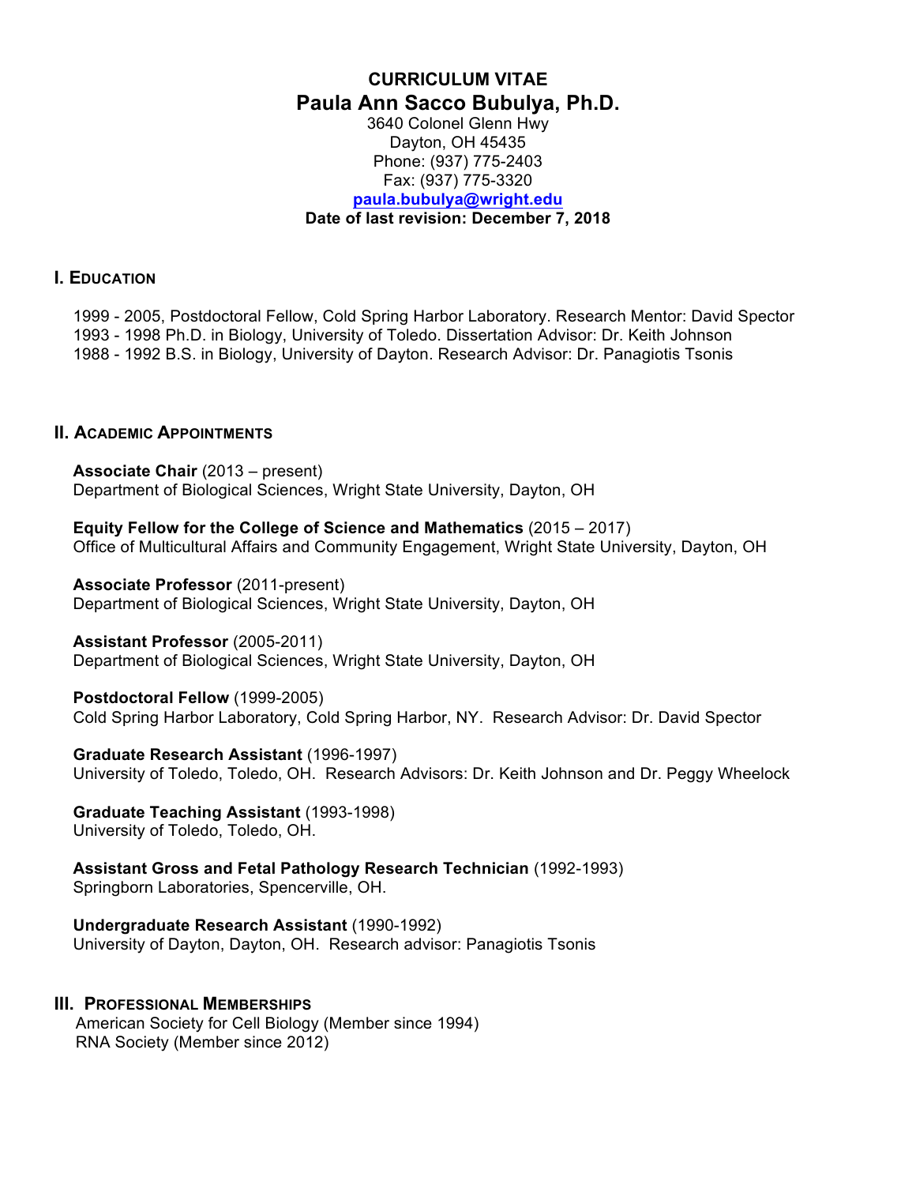# CURRICULUM VITAE

## Paula Ann Sacco Bubulya, Ph.D.

3640 Colonel Glenn Hwy
Dayton, OH 45435
Phone: (937) 775-2403
Fax: (937) 775-3320
**paula.bubulya@wright.edu**
**Date of last revision: December 7, 2018**

### I. Education

1999 - 2005, Postdoctoral Fellow, Cold Spring Harbor Laboratory. Research Mentor: David Spector
1993 - 1998 Ph.D. in Biology, University of Toledo. Dissertation Advisor: Dr. Keith Johnson
1988 - 1992 B.S. in Biology, University of Dayton. Research Advisor: Dr. Panagiotis Tsonis

### II. Academic Appointments

**Associate Chair** (2013 – present)
Department of Biological Sciences, Wright State University, Dayton, OH

**Equity Fellow for the College of Science and Mathematics** (2015 – 2017)
Office of Multicultural Affairs and Community Engagement, Wright State University, Dayton, OH

**Associate Professor** (2011-present)
Department of Biological Sciences, Wright State University, Dayton, OH

**Assistant Professor** (2005-2011)
Department of Biological Sciences, Wright State University, Dayton, OH

**Postdoctoral Fellow** (1999-2005)
Cold Spring Harbor Laboratory, Cold Spring Harbor, NY. Research Advisor: Dr. David Spector

**Graduate Research Assistant** (1996-1997)
University of Toledo, Toledo, OH. Research Advisors: Dr. Keith Johnson and Dr. Peggy Wheelock

**Graduate Teaching Assistant** (1993-1998)
University of Toledo, Toledo, OH.

**Assistant Gross and Fetal Pathology Research Technician** (1992-1993)
Springborn Laboratories, Spencerville, OH.

**Undergraduate Research Assistant** (1990-1992)
University of Dayton, Dayton, OH. Research advisor: Panagiotis Tsonis

### III. Professional Memberships

American Society for Cell Biology (Member since 1994)
RNA Society (Member since 2012)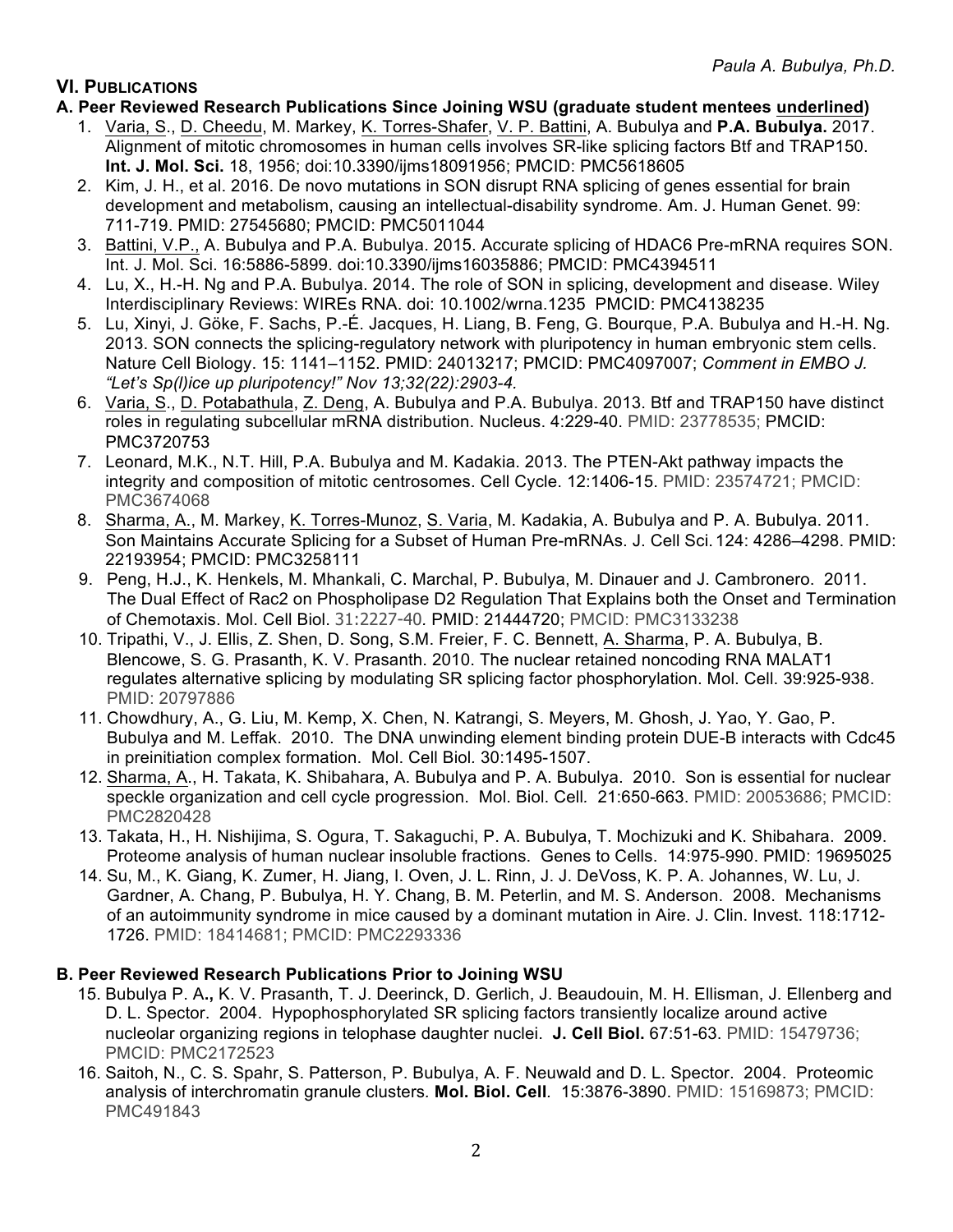## VI. Publications

### A. Peer Reviewed Research Publications Since Joining WSU (graduate student mentees underlined)

1. Varia, S., D. Cheedu, M. Markey, K. Torres-Shafer, V. P. Battini, A. Bubulya and **P.A. Bubulya.** 2017. Alignment of mitotic chromosomes in human cells involves SR-like splicing factors Btf and TRAP150. **Int. J. Mol. Sci.** 18, 1956; doi:10.3390/ijms18091956; PMCID: PMC5618605
2. Kim, J. H., et al. 2016. De novo mutations in SON disrupt RNA splicing of genes essential for brain development and metabolism, causing an intellectual-disability syndrome. Am. J. Human Genet. 99: 711-719. PMID: 27545680; PMCID: PMC5011044
3. Battini, V.P., A. Bubulya and P.A. Bubulya. 2015. Accurate splicing of HDAC6 Pre-mRNA requires SON. Int. J. Mol. Sci. 16:5886-5899. doi:10.3390/ijms16035886; PMCID: PMC4394511
4. Lu, X., H.-H. Ng and P.A. Bubulya. 2014. The role of SON in splicing, development and disease. Wiley Interdisciplinary Reviews: WIREs RNA. doi: 10.1002/wrna.1235 PMCID: PMC4138235
5. Lu, Xinyi, J. Göke, F. Sachs, P.-É. Jacques, H. Liang, B. Feng, G. Bourque, P.A. Bubulya and H.-H. Ng. 2013. SON connects the splicing-regulatory network with pluripotency in human embryonic stem cells. Nature Cell Biology. 15: 1141–1152. PMID: 24013217; PMCID: PMC4097007; *Comment in EMBO J. "Let's Sp(l)ice up pluripotency!" Nov 13;32(22):2903-4.*
6. Varia, S., D. Potabathula, Z. Deng, A. Bubulya and P.A. Bubulya. 2013. Btf and TRAP150 have distinct roles in regulating subcellular mRNA distribution. Nucleus. 4:229-40. PMID: 23778535; PMCID: PMC3720753
7. Leonard, M.K., N.T. Hill, P.A. Bubulya and M. Kadakia. 2013. The PTEN-Akt pathway impacts the integrity and composition of mitotic centrosomes. Cell Cycle. 12:1406-15. PMID: 23574721; PMCID: PMC3674068
8. Sharma, A., M. Markey, K. Torres-Munoz, S. Varia, M. Kadakia, A. Bubulya and P. A. Bubulya. 2011. Son Maintains Accurate Splicing for a Subset of Human Pre-mRNAs. J. Cell Sci. 124: 4286–4298. PMID: 22193954; PMCID: PMC3258111
9. Peng, H.J., K. Henkels, M. Mhankali, C. Marchal, P. Bubulya, M. Dinauer and J. Cambronero. 2011. The Dual Effect of Rac2 on Phospholipase D2 Regulation That Explains both the Onset and Termination of Chemotaxis. Mol. Cell Biol. 31:2227-40. PMID: 21444720; PMCID: PMC3133238
10. Tripathi, V., J. Ellis, Z. Shen, D. Song, S.M. Freier, F. C. Bennett, A. Sharma, P. A. Bubulya, B. Blencowe, S. G. Prasanth, K. V. Prasanth. 2010. The nuclear retained noncoding RNA MALAT1 regulates alternative splicing by modulating SR splicing factor phosphorylation. Mol. Cell. 39:925-938. PMID: 20797886
11. Chowdhury, A., G. Liu, M. Kemp, X. Chen, N. Katrangi, S. Meyers, M. Ghosh, J. Yao, Y. Gao, P. Bubulya and M. Leffak. 2010. The DNA unwinding element binding protein DUE-B interacts with Cdc45 in preinitiation complex formation. Mol. Cell Biol. 30:1495-1507.
12. Sharma, A., H. Takata, K. Shibahara, A. Bubulya and P. A. Bubulya. 2010. Son is essential for nuclear speckle organization and cell cycle progression. Mol. Biol. Cell. 21:650-663. PMID: 20053686; PMCID: PMC2820428
13. Takata, H., H. Nishijima, S. Ogura, T. Sakaguchi, P. A. Bubulya, T. Mochizuki and K. Shibahara. 2009. Proteome analysis of human nuclear insoluble fractions. Genes to Cells. 14:975-990. PMID: 19695025
14. Su, M., K. Giang, K. Zumer, H. Jiang, I. Oven, J. L. Rinn, J. J. DeVoss, K. P. A. Johannes, W. Lu, J. Gardner, A. Chang, P. Bubulya, H. Y. Chang, B. M. Peterlin, and M. S. Anderson. 2008. Mechanisms of an autoimmunity syndrome in mice caused by a dominant mutation in Aire. J. Clin. Invest. 118:1712-1726. PMID: 18414681; PMCID: PMC2293336

### B. Peer Reviewed Research Publications Prior to Joining WSU

15. Bubulya P. A**.,** K. V. Prasanth, T. J. Deerinck, D. Gerlich, J. Beaudouin, M. H. Ellisman, J. Ellenberg and D. L. Spector. 2004. Hypophosphorylated SR splicing factors transiently localize around active nucleolar organizing regions in telophase daughter nuclei. **J. Cell Biol.** 67:51-63. PMID: 15479736; PMCID: PMC2172523
16. Saitoh, N., C. S. Spahr, S. Patterson, P. Bubulya, A. F. Neuwald and D. L. Spector. 2004. Proteomic analysis of interchromatin granule clusters. **Mol. Biol. Cell**. 15:3876-3890. PMID: 15169873; PMCID: PMC491843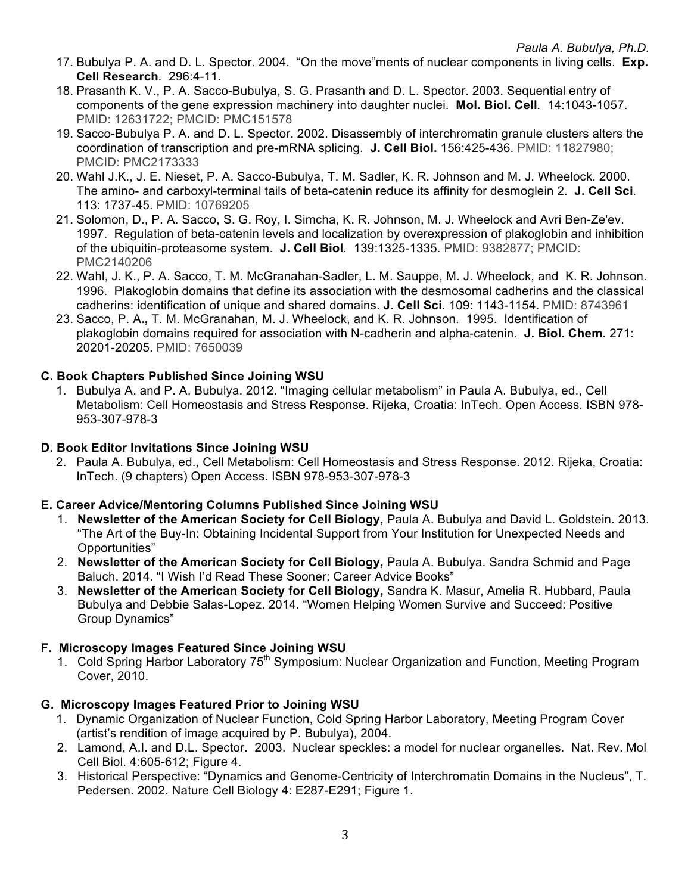17. Bubulya P. A. and D. L. Spector. 2004. "On the move"ments of nuclear components in living cells. **Exp. Cell Research**. 296:4-11.
18. Prasanth K. V., P. A. Sacco-Bubulya, S. G. Prasanth and D. L. Spector. 2003. Sequential entry of components of the gene expression machinery into daughter nuclei. **Mol. Biol. Cell**. 14:1043-1057. PMID: 12631722; PMCID: PMC151578
19. Sacco-Bubulya P. A. and D. L. Spector. 2002. Disassembly of interchromatin granule clusters alters the coordination of transcription and pre-mRNA splicing. **J. Cell Biol.** 156:425-436. PMID: 11827980; PMCID: PMC2173333
20. Wahl J.K., J. E. Nieset, P. A. Sacco-Bubulya, T. M. Sadler, K. R. Johnson and M. J. Wheelock. 2000. The amino- and carboxyl-terminal tails of beta-catenin reduce its affinity for desmoglein 2. **J. Cell Sci**. 113: 1737-45. PMID: 10769205
21. Solomon, D., P. A. Sacco, S. G. Roy, I. Simcha, K. R. Johnson, M. J. Wheelock and Avri Ben-Ze'ev. 1997. Regulation of beta-catenin levels and localization by overexpression of plakoglobin and inhibition of the ubiquitin-proteasome system. **J. Cell Biol**. 139:1325-1335. PMID: 9382877; PMCID: PMC2140206
22. Wahl, J. K., P. A. Sacco, T. M. McGranahan-Sadler, L. M. Sauppe, M. J. Wheelock, and K. R. Johnson. 1996. Plakoglobin domains that define its association with the desmosomal cadherins and the classical cadherins: identification of unique and shared domains. **J. Cell Sci**. 109: 1143-1154. PMID: 8743961
23. Sacco, P. A**.,** T. M. McGranahan, M. J. Wheelock, and K. R. Johnson. 1995. Identification of plakoglobin domains required for association with N-cadherin and alpha-catenin. **J. Biol. Chem**. 271: 20201-20205. PMID: 7650039

### C. Book Chapters Published Since Joining WSU

1. Bubulya A. and P. A. Bubulya. 2012. "Imaging cellular metabolism" in Paula A. Bubulya, ed., Cell Metabolism: Cell Homeostasis and Stress Response. Rijeka, Croatia: InTech. Open Access. ISBN 978-953-307-978-3

### D. Book Editor Invitations Since Joining WSU

2. Paula A. Bubulya, ed., Cell Metabolism: Cell Homeostasis and Stress Response. 2012. Rijeka, Croatia: InTech. (9 chapters) Open Access. ISBN 978-953-307-978-3

### E. Career Advice/Mentoring Columns Published Since Joining WSU

1. **Newsletter of the American Society for Cell Biology,** Paula A. Bubulya and David L. Goldstein. 2013. "The Art of the Buy-In: Obtaining Incidental Support from Your Institution for Unexpected Needs and Opportunities"
2. **Newsletter of the American Society for Cell Biology,** Paula A. Bubulya. Sandra Schmid and Page Baluch. 2014. "I Wish I'd Read These Sooner: Career Advice Books"
3. **Newsletter of the American Society for Cell Biology,** Sandra K. Masur, Amelia R. Hubbard, Paula Bubulya and Debbie Salas-Lopez. 2014. "Women Helping Women Survive and Succeed: Positive Group Dynamics"

### F. Microscopy Images Featured Since Joining WSU

1. Cold Spring Harbor Laboratory 75th Symposium: Nuclear Organization and Function, Meeting Program Cover, 2010.

### G. Microscopy Images Featured Prior to Joining WSU

1. Dynamic Organization of Nuclear Function, Cold Spring Harbor Laboratory, Meeting Program Cover (artist's rendition of image acquired by P. Bubulya), 2004.
2. Lamond, A.I. and D.L. Spector. 2003. Nuclear speckles: a model for nuclear organelles. Nat. Rev. Mol Cell Biol. 4:605-612; Figure 4.
3. Historical Perspective: "Dynamics and Genome-Centricity of Interchromatin Domains in the Nucleus", T. Pedersen. 2002. Nature Cell Biology 4: E287-E291; Figure 1.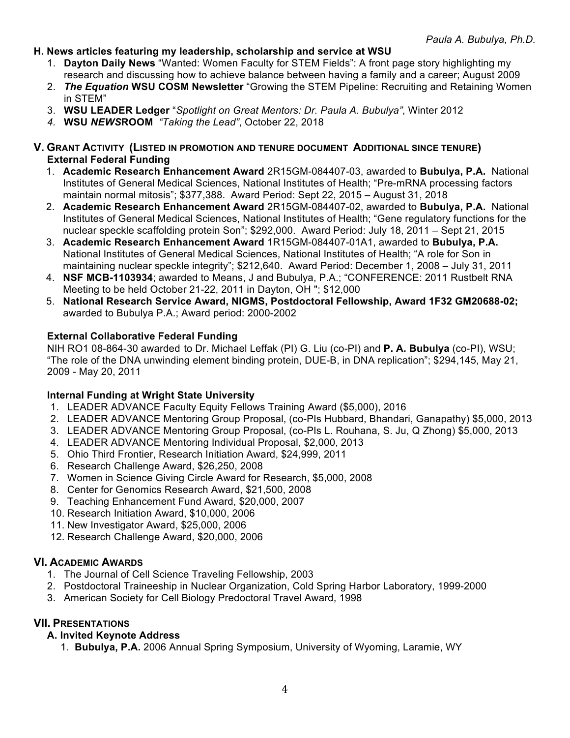### H. News articles featuring my leadership, scholarship and service at WSU

1. **Dayton Daily News** "Wanted: Women Faculty for STEM Fields": A front page story highlighting my research and discussing how to achieve balance between having a family and a career; August 2009
2. ***The Equation*** **WSU COSM Newsletter** "Growing the STEM Pipeline: Recruiting and Retaining Women in STEM"
3. **WSU LEADER Ledger** "*Spotlight on Great Mentors: Dr. Paula A. Bubulya"*, Winter 2012
4. **WSU *NEWS*ROOM** *"Taking the Lead"*, October 22, 2018

## V. Grant Activity (Listed in promotion and tenure document Additional since tenure)

### External Federal Funding

1. **Academic Research Enhancement Award** 2R15GM-084407-03, awarded to **Bubulya, P.A.** National Institutes of General Medical Sciences, National Institutes of Health; "Pre-mRNA processing factors maintain normal mitosis"; $377,388. Award Period: Sept 22, 2015 – August 31, 2018
2. **Academic Research Enhancement Award** 2R15GM-084407-02, awarded to **Bubulya, P.A.** National Institutes of General Medical Sciences, National Institutes of Health; "Gene regulatory functions for the nuclear speckle scaffolding protein Son"; $292,000. Award Period: July 18, 2011 – Sept 21, 2015
3. **Academic Research Enhancement Award** 1R15GM-084407-01A1, awarded to **Bubulya, P.A.** National Institutes of General Medical Sciences, National Institutes of Health; "A role for Son in maintaining nuclear speckle integrity"; $212,640. Award Period: December 1, 2008 – July 31, 2011
4. **NSF MCB-1103934**; awarded to Means, J and Bubulya, P.A.; "CONFERENCE: 2011 Rustbelt RNA Meeting to be held October 21-22, 2011 in Dayton, OH "; $12,000
5. **National Research Service Award, NIGMS, Postdoctoral Fellowship, Award 1F32 GM20688-02;** awarded to Bubulya P.A.; Award period: 2000-2002

### External Collaborative Federal Funding

NIH RO1 08-864-30 awarded to Dr. Michael Leffak (PI) G. Liu (co-PI) and **P. A. Bubulya** (co-PI), WSU; "The role of the DNA unwinding element binding protein, DUE-B, in DNA replication"; $294,145, May 21, 2009 - May 20, 2011

### Internal Funding at Wright State University

1. LEADER ADVANCE Faculty Equity Fellows Training Award ($5,000), 2016
2. LEADER ADVANCE Mentoring Group Proposal, (co-PIs Hubbard, Bhandari, Ganapathy) $5,000, 2013
3. LEADER ADVANCE Mentoring Group Proposal, (co-PIs L. Rouhana, S. Ju, Q Zhong) $5,000, 2013
4. LEADER ADVANCE Mentoring Individual Proposal, $2,000, 2013
5. Ohio Third Frontier, Research Initiation Award, $24,999, 2011
6. Research Challenge Award, $26,250, 2008
7. Women in Science Giving Circle Award for Research, $5,000, 2008
8. Center for Genomics Research Award, $21,500, 2008
9. Teaching Enhancement Fund Award, $20,000, 2007
10. Research Initiation Award, $10,000, 2006
11. New Investigator Award, $25,000, 2006
12. Research Challenge Award, $20,000, 2006

## VI. Academic Awards

1. The Journal of Cell Science Traveling Fellowship, 2003
2. Postdoctoral Traineeship in Nuclear Organization, Cold Spring Harbor Laboratory, 1999-2000
3. American Society for Cell Biology Predoctoral Travel Award, 1998

## VII. Presentations

### A. Invited Keynote Address

1. **Bubulya, P.A.** 2006 Annual Spring Symposium, University of Wyoming, Laramie, WY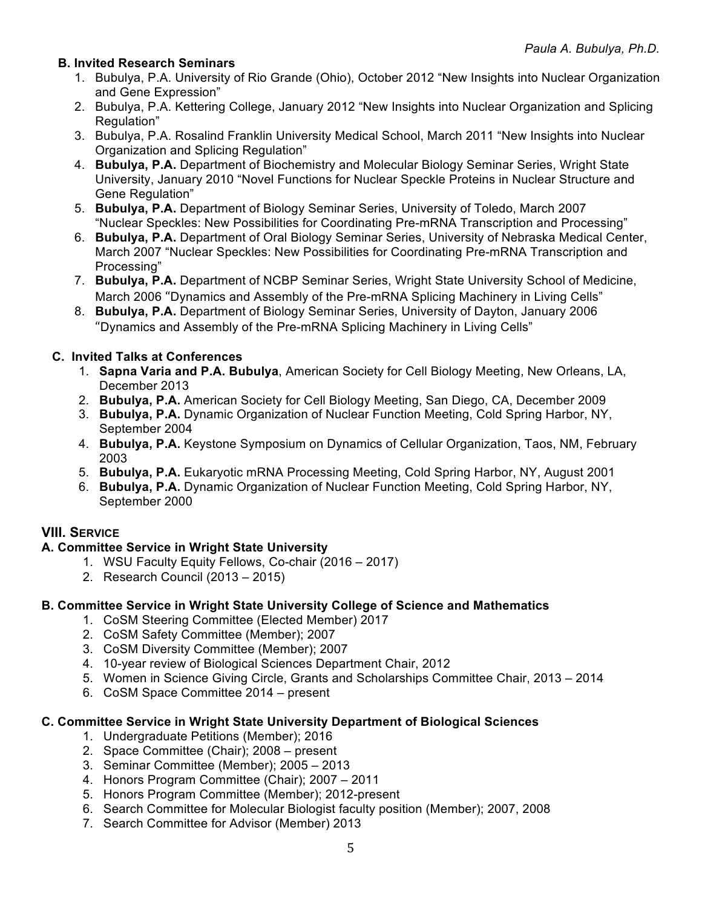### B. Invited Research Seminars

1. Bubulya, P.A. University of Rio Grande (Ohio), October 2012 “New Insights into Nuclear Organization and Gene Expression”
2. Bubulya, P.A. Kettering College, January 2012 “New Insights into Nuclear Organization and Splicing Regulation”
3. Bubulya, P.A. Rosalind Franklin University Medical School, March 2011 “New Insights into Nuclear Organization and Splicing Regulation”
4. **Bubulya, P.A.** Department of Biochemistry and Molecular Biology Seminar Series, Wright State University, January 2010 “Novel Functions for Nuclear Speckle Proteins in Nuclear Structure and Gene Regulation”
5. **Bubulya, P.A.** Department of Biology Seminar Series, University of Toledo, March 2007 “Nuclear Speckles: New Possibilities for Coordinating Pre-mRNA Transcription and Processing”
6. **Bubulya, P.A.** Department of Oral Biology Seminar Series, University of Nebraska Medical Center, March 2007 “Nuclear Speckles: New Possibilities for Coordinating Pre-mRNA Transcription and Processing”
7. **Bubulya, P.A.** Department of NCBP Seminar Series, Wright State University School of Medicine, March 2006 “Dynamics and Assembly of the Pre-mRNA Splicing Machinery in Living Cells”
8. **Bubulya, P.A.** Department of Biology Seminar Series, University of Dayton, January 2006 “Dynamics and Assembly of the Pre-mRNA Splicing Machinery in Living Cells”

### C. Invited Talks at Conferences

1. **Sapna Varia and P.A. Bubulya**, American Society for Cell Biology Meeting, New Orleans, LA, December 2013
2. **Bubulya, P.A.** American Society for Cell Biology Meeting, San Diego, CA, December 2009
3. **Bubulya, P.A.** Dynamic Organization of Nuclear Function Meeting, Cold Spring Harbor, NY, September 2004
4. **Bubulya, P.A.** Keystone Symposium on Dynamics of Cellular Organization, Taos, NM, February 2003
5. **Bubulya, P.A.** Eukaryotic mRNA Processing Meeting, Cold Spring Harbor, NY, August 2001
6. **Bubulya, P.A.** Dynamic Organization of Nuclear Function Meeting, Cold Spring Harbor, NY, September 2000

## VIII. Service

### A. Committee Service in Wright State University

1. WSU Faculty Equity Fellows, Co-chair (2016 – 2017)
2. Research Council (2013 – 2015)

### B. Committee Service in Wright State University College of Science and Mathematics

1. CoSM Steering Committee (Elected Member) 2017
2. CoSM Safety Committee (Member); 2007
3. CoSM Diversity Committee (Member); 2007
4. 10-year review of Biological Sciences Department Chair, 2012
5. Women in Science Giving Circle, Grants and Scholarships Committee Chair, 2013 – 2014
6. CoSM Space Committee 2014 – present

### C. Committee Service in Wright State University Department of Biological Sciences

1. Undergraduate Petitions (Member); 2016
2. Space Committee (Chair); 2008 – present
3. Seminar Committee (Member); 2005 – 2013
4. Honors Program Committee (Chair); 2007 – 2011
5. Honors Program Committee (Member); 2012-present
6. Search Committee for Molecular Biologist faculty position (Member); 2007, 2008
7. Search Committee for Advisor (Member) 2013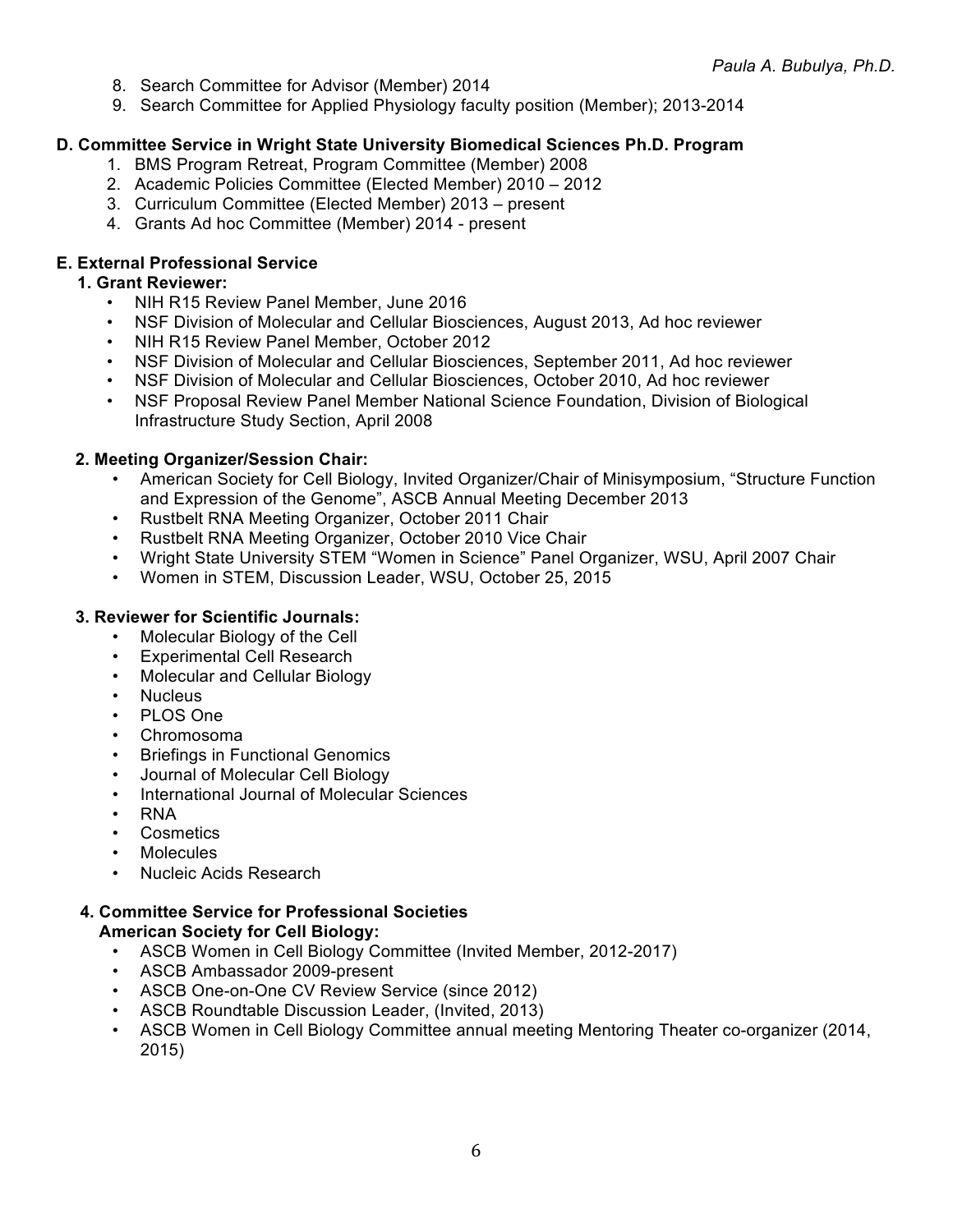8. Search Committee for Advisor (Member) 2014
9. Search Committee for Applied Physiology faculty position (Member); 2013-2014

**D. Committee Service in Wright State University Biomedical Sciences Ph.D. Program**

1. BMS Program Retreat, Program Committee (Member) 2008
2. Academic Policies Committee (Elected Member) 2010 – 2012
3. Curriculum Committee (Elected Member) 2013 – present
4. Grants Ad hoc Committee (Member) 2014 - present

**E. External Professional Service**

**1. Grant Reviewer:**

- NIH R15 Review Panel Member, June 2016
- NSF Division of Molecular and Cellular Biosciences, August 2013, Ad hoc reviewer
- NIH R15 Review Panel Member, October 2012
- NSF Division of Molecular and Cellular Biosciences, September 2011, Ad hoc reviewer
- NSF Division of Molecular and Cellular Biosciences, October 2010, Ad hoc reviewer
- NSF Proposal Review Panel Member National Science Foundation, Division of Biological Infrastructure Study Section, April 2008

**2. Meeting Organizer/Session Chair:**

- American Society for Cell Biology, Invited Organizer/Chair of Minisymposium, "Structure Function and Expression of the Genome", ASCB Annual Meeting December 2013
- Rustbelt RNA Meeting Organizer, October 2011 Chair
- Rustbelt RNA Meeting Organizer, October 2010 Vice Chair
- Wright State University STEM "Women in Science" Panel Organizer, WSU, April 2007 Chair
- Women in STEM, Discussion Leader, WSU, October 25, 2015

**3. Reviewer for Scientific Journals:**

- Molecular Biology of the Cell
- Experimental Cell Research
- Molecular and Cellular Biology
- Nucleus
- PLOS One
- Chromosoma
- Briefings in Functional Genomics
- Journal of Molecular Cell Biology
- International Journal of Molecular Sciences
- RNA
- Cosmetics
- Molecules
- Nucleic Acids Research

**4. Committee Service for Professional Societies**
**American Society for Cell Biology:**

- ASCB Women in Cell Biology Committee (Invited Member, 2012-2017)
- ASCB Ambassador 2009-present
- ASCB One-on-One CV Review Service (since 2012)
- ASCB Roundtable Discussion Leader, (Invited, 2013)
- ASCB Women in Cell Biology Committee annual meeting Mentoring Theater co-organizer (2014, 2015)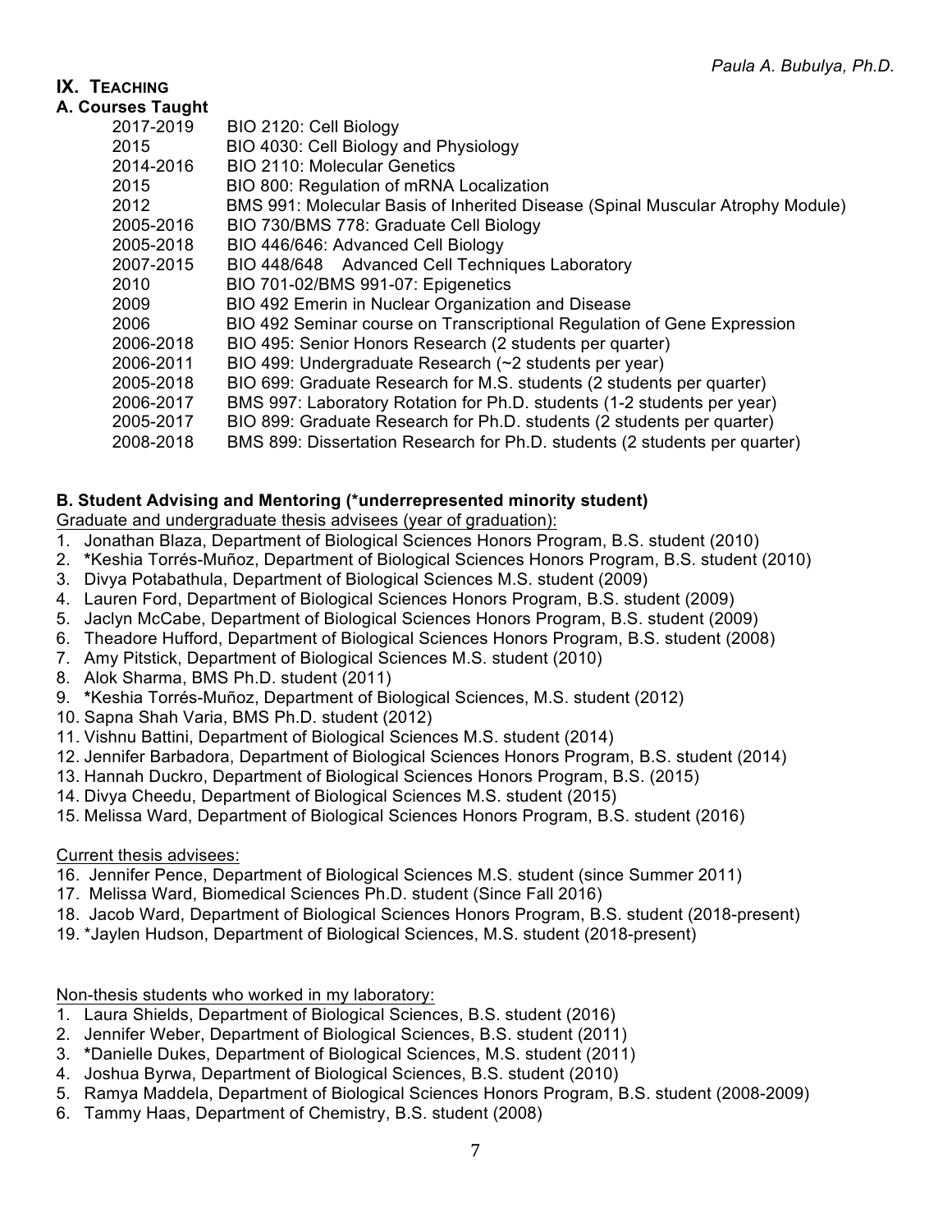## IX. Teaching

### A. Courses Taught

| | |
|---|---|
| 2017-2019 | BIO 2120: Cell Biology |
| 2015 | BIO 4030: Cell Biology and Physiology |
| 2014-2016 | BIO 2110: Molecular Genetics |
| 2015 | BIO 800: Regulation of mRNA Localization |
| 2012 | BMS 991: Molecular Basis of Inherited Disease (Spinal Muscular Atrophy Module) |
| 2005-2016 | BIO 730/BMS 778: Graduate Cell Biology |
| 2005-2018 | BIO 446/646: Advanced Cell Biology |
| 2007-2015 | BIO 448/648 Advanced Cell Techniques Laboratory |
| 2010 | BIO 701-02/BMS 991-07: Epigenetics |
| 2009 | BIO 492 Emerin in Nuclear Organization and Disease |
| 2006 | BIO 492 Seminar course on Transcriptional Regulation of Gene Expression |
| 2006-2018 | BIO 495: Senior Honors Research (2 students per quarter) |
| 2006-2011 | BIO 499: Undergraduate Research (~2 students per year) |
| 2005-2018 | BIO 699: Graduate Research for M.S. students (2 students per quarter) |
| 2006-2017 | BMS 997: Laboratory Rotation for Ph.D. students (1-2 students per year) |
| 2005-2017 | BIO 899: Graduate Research for Ph.D. students (2 students per quarter) |
| 2008-2018 | BMS 899: Dissertation Research for Ph.D. students (2 students per quarter) |

### B. Student Advising and Mentoring (*underrepresented minority student)

Graduate and undergraduate thesis advisees (year of graduation):

1. Jonathan Blaza, Department of Biological Sciences Honors Program, B.S. student (2010)
2. *Keshia Torrés-Muñoz, Department of Biological Sciences Honors Program, B.S. student (2010)
3. Divya Potabathula, Department of Biological Sciences M.S. student (2009)
4. Lauren Ford, Department of Biological Sciences Honors Program, B.S. student (2009)
5. Jaclyn McCabe, Department of Biological Sciences Honors Program, B.S. student (2009)
6. Theadore Hufford, Department of Biological Sciences Honors Program, B.S. student (2008)
7. Amy Pitstick, Department of Biological Sciences M.S. student (2010)
8. Alok Sharma, BMS Ph.D. student (2011)
9. *Keshia Torrés-Muñoz, Department of Biological Sciences, M.S. student (2012)
10. Sapna Shah Varia, BMS Ph.D. student (2012)
11. Vishnu Battini, Department of Biological Sciences M.S. student (2014)
12. Jennifer Barbadora, Department of Biological Sciences Honors Program, B.S. student (2014)
13. Hannah Duckro, Department of Biological Sciences Honors Program, B.S. (2015)
14. Divya Cheedu, Department of Biological Sciences M.S. student (2015)
15. Melissa Ward, Department of Biological Sciences Honors Program, B.S. student (2016)

Current thesis advisees:

16. Jennifer Pence, Department of Biological Sciences M.S. student (since Summer 2011)
17. Melissa Ward, Biomedical Sciences Ph.D. student (Since Fall 2016)
18. Jacob Ward, Department of Biological Sciences Honors Program, B.S. student (2018-present)
19. *Jaylen Hudson, Department of Biological Sciences, M.S. student (2018-present)

Non-thesis students who worked in my laboratory:

1. Laura Shields, Department of Biological Sciences, B.S. student (2016)
2. Jennifer Weber, Department of Biological Sciences, B.S. student (2011)
3. *Danielle Dukes, Department of Biological Sciences, M.S. student (2011)
4. Joshua Byrwa, Department of Biological Sciences, B.S. student (2010)
5. Ramya Maddela, Department of Biological Sciences Honors Program, B.S. student (2008-2009)
6. Tammy Haas, Department of Chemistry, B.S. student (2008)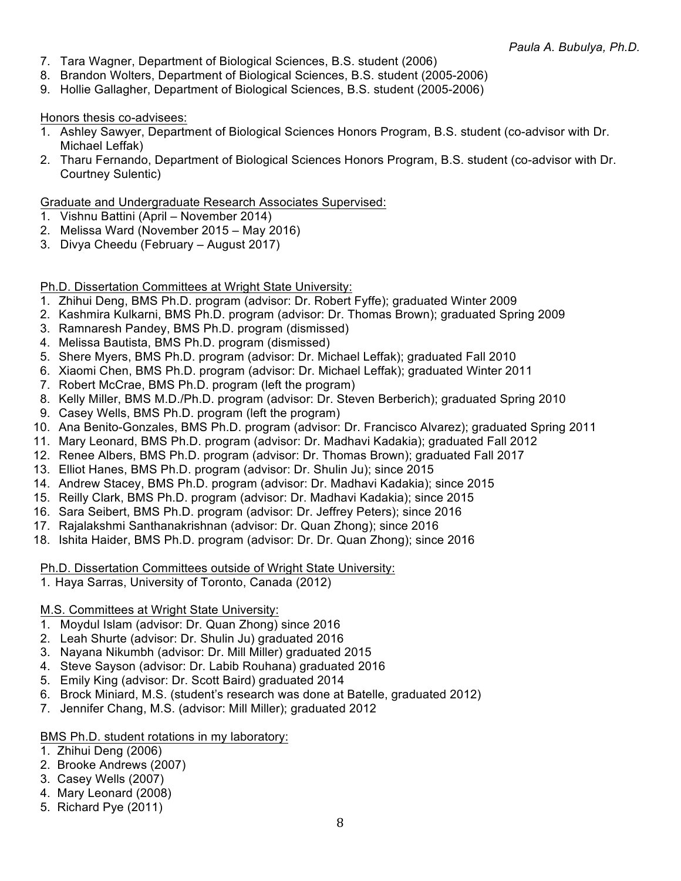7. Tara Wagner, Department of Biological Sciences, B.S. student (2006)
8. Brandon Wolters, Department of Biological Sciences, B.S. student (2005-2006)
9. Hollie Gallagher, Department of Biological Sciences, B.S. student (2005-2006)

Honors thesis co-advisees:

1. Ashley Sawyer, Department of Biological Sciences Honors Program, B.S. student (co-advisor with Dr. Michael Leffak)
2. Tharu Fernando, Department of Biological Sciences Honors Program, B.S. student (co-advisor with Dr. Courtney Sulentic)

Graduate and Undergraduate Research Associates Supervised:

1. Vishnu Battini (April – November 2014)
2. Melissa Ward (November 2015 – May 2016)
3. Divya Cheedu (February – August 2017)

Ph.D. Dissertation Committees at Wright State University:

1. Zhihui Deng, BMS Ph.D. program (advisor: Dr. Robert Fyffe); graduated Winter 2009
2. Kashmira Kulkarni, BMS Ph.D. program (advisor: Dr. Thomas Brown); graduated Spring 2009
3. Ramnaresh Pandey, BMS Ph.D. program (dismissed)
4. Melissa Bautista, BMS Ph.D. program (dismissed)
5. Shere Myers, BMS Ph.D. program (advisor: Dr. Michael Leffak); graduated Fall 2010
6. Xiaomi Chen, BMS Ph.D. program (advisor: Dr. Michael Leffak); graduated Winter 2011
7. Robert McCrae, BMS Ph.D. program (left the program)
8. Kelly Miller, BMS M.D./Ph.D. program (advisor: Dr. Steven Berberich); graduated Spring 2010
9. Casey Wells, BMS Ph.D. program (left the program)
10. Ana Benito-Gonzales, BMS Ph.D. program (advisor: Dr. Francisco Alvarez); graduated Spring 2011
11. Mary Leonard, BMS Ph.D. program (advisor: Dr. Madhavi Kadakia); graduated Fall 2012
12. Renee Albers, BMS Ph.D. program (advisor: Dr. Thomas Brown); graduated Fall 2017
13. Elliot Hanes, BMS Ph.D. program (advisor: Dr. Shulin Ju); since 2015
14. Andrew Stacey, BMS Ph.D. program (advisor: Dr. Madhavi Kadakia); since 2015
15. Reilly Clark, BMS Ph.D. program (advisor: Dr. Madhavi Kadakia); since 2015
16. Sara Seibert, BMS Ph.D. program (advisor: Dr. Jeffrey Peters); since 2016
17. Rajalakshmi Santhanakrishnan (advisor: Dr. Quan Zhong); since 2016
18. Ishita Haider, BMS Ph.D. program (advisor: Dr. Dr. Quan Zhong); since 2016

Ph.D. Dissertation Committees outside of Wright State University:

1. Haya Sarras, University of Toronto, Canada (2012)

M.S. Committees at Wright State University:

1. Moydul Islam (advisor: Dr. Quan Zhong) since 2016
2. Leah Shurte (advisor: Dr. Shulin Ju) graduated 2016
3. Nayana Nikumbh (advisor: Dr. Mill Miller) graduated 2015
4. Steve Sayson (advisor: Dr. Labib Rouhana) graduated 2016
5. Emily King (advisor: Dr. Scott Baird) graduated 2014
6. Brock Miniard, M.S. (student's research was done at Batelle, graduated 2012)
7. Jennifer Chang, M.S. (advisor: Mill Miller); graduated 2012

BMS Ph.D. student rotations in my laboratory:

1. Zhihui Deng (2006)
2. Brooke Andrews (2007)
3. Casey Wells (2007)
4. Mary Leonard (2008)
5. Richard Pye (2011)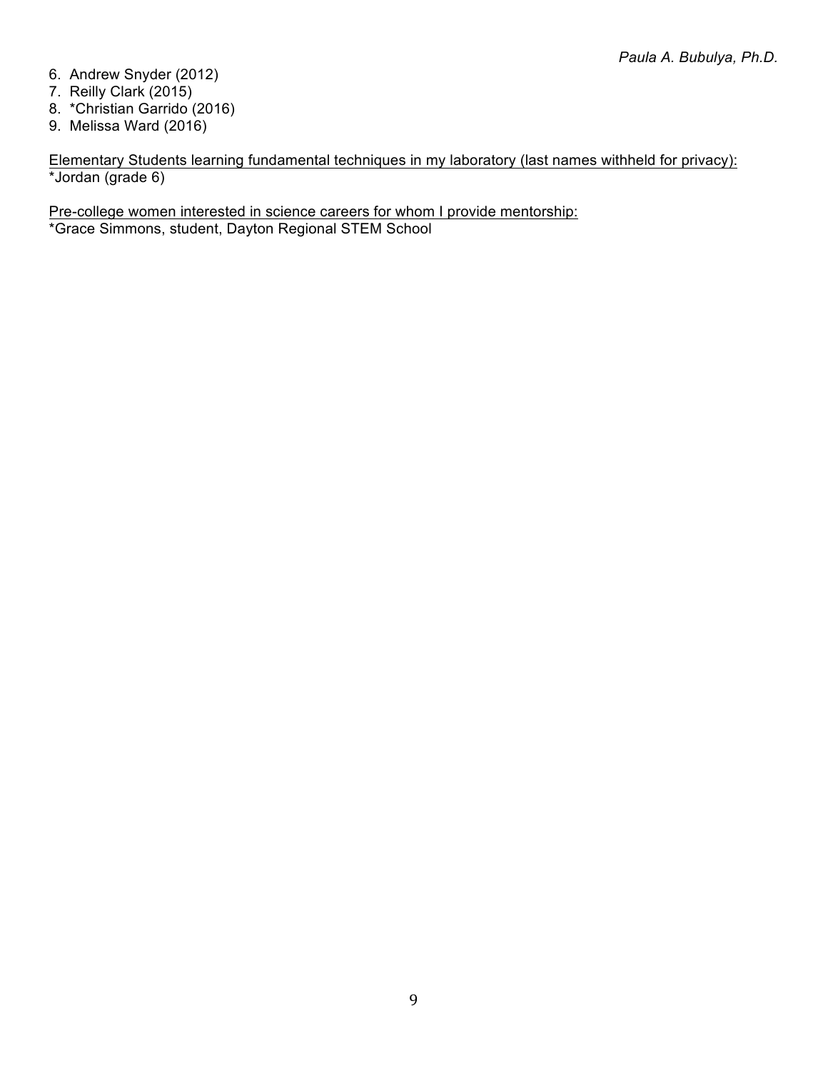6. Andrew Snyder (2012)
7. Reilly Clark (2015)
8. *Christian Garrido (2016)
9. Melissa Ward (2016)

<u>Elementary Students learning fundamental techniques in my laboratory (last names withheld for privacy):</u>
*Jordan (grade 6)

<u>Pre-college women interested in science careers for whom I provide mentorship:</u>
*Grace Simmons, student, Dayton Regional STEM School